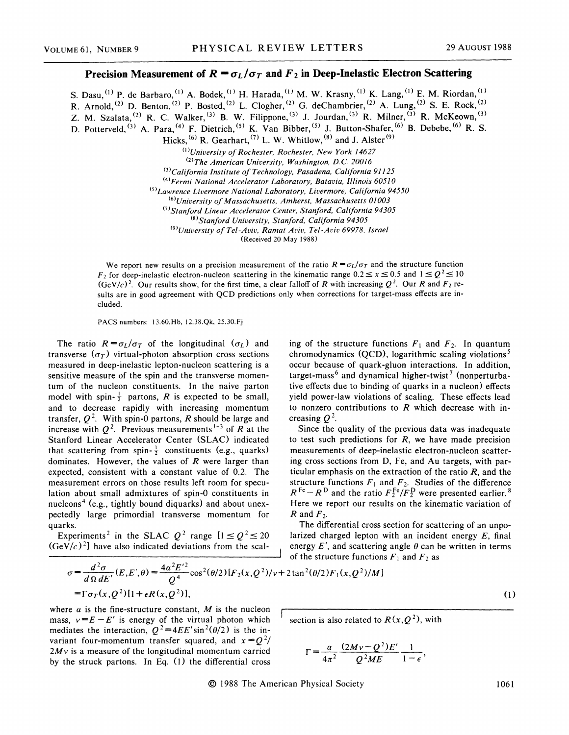# Precision Measurement of $R = \sigma_L/\sigma_T$ and $F_2$ in Deep-Inelastic Electron Scattering

S. Dasu,[1] P. de Barbaro,[1] A. Bodek,[1] H. Harada,[1] M. W. Krasny,[1] K. Lang,[1] E. M. Riordan,[1] R. Arnold,[2] D. Benton,[2] P. Bosted,[2] L. Clogher,[2] G. deChambrier,[2] A. Lung,[2] S. E. Rock,[2] Z. M. Szalata,[2] R. C. Walker,[3] B. W. Filippone,[3] J. Jourdan,[3] R. Milner,[3] R. McKeown,[3] D. Potterveld,[3] A. Para,[4] F. Dietrich,[5] K. Van Bibber,[5] J. Button-Shafer,[6] B. Debebe,[6] R. S. Hicks,[6] R. Gearhart,[7] L. W. Whitlow,[8] and J. Alster[9]

[1]*University of Rochester, Rochester, New York 14627*
[2]*The American University, Washington, D.C. 20016*
[3]*California Institute of Technology, Pasadena, California 91125*
[4]*Fermi National Accelerator Laboratory, Batavia, Illinois 60510*
[5]*Lawrence Livermore National Laboratory, Livermore, California 94550*
[6]*University of Massachusetts, Amherst, Massachusetts 01003*
[7]*Stanford Linear Accelerator Center, Stanford, California 94305*
[8]*Stanford University, Stanford, California 94305*
[9]*University of Tel-Aviv, Ramat Aviv, Tel-Aviv 69978, Israel*

(Received 20 May 1988)

We report new results on a precision measurement of the ratio $R = \sigma_L/\sigma_T$ and the structure function $F_2$ for deep-inelastic electron-nucleon scattering in the kinematic range $0.2 \leq x \leq 0.5$ and $1 \leq Q^2 \leq 10$ (GeV/$c$)$^2$. Our results show, for the first time, a clear falloff of $R$ with increasing $Q^2$. Our $R$ and $F_2$ results are in good agreement with QCD predictions only when corrections for target-mass effects are included.

PACS numbers: 13.60.Hb, 12.38.Qk, 25.30.Fj

The ratio $R = \sigma_L/\sigma_T$ of the longitudinal ($\sigma_L$) and transverse ($\sigma_T$) virtual-photon absorption cross sections measured in deep-inelastic lepton-nucleon scattering is a sensitive measure of the spin and the transverse momentum of the nucleon constituents. In the naive parton model with spin-$\frac{1}{2}$ partons, $R$ is expected to be small, and to decrease rapidly with increasing momentum transfer, $Q^2$. With spin-0 partons, $R$ should be large and increase with $Q^2$. Previous measurements[1-3] of $R$ at the Stanford Linear Accelerator Center (SLAC) indicated that scattering from spin-$\frac{1}{2}$ constituents (e.g., quarks) dominates. However, the values of $R$ were larger than expected, consistent with a constant value of 0.2. The measurement errors on those results left room for speculation about small admixtures of spin-0 constituents in nucleons[4] (e.g., tightly bound diquarks) and about unexpectedly large primordial transverse momentum for quarks.

Experiments[2] in the SLAC $Q^2$ range [$1 \leq Q^2 \leq 20$ (GeV/$c$)$^2$] have also indicated deviations from the scaling of the structure functions $F_1$ and $F_2$. In quantum chromodynamics (QCD), logarithmic scaling violations[5] occur because of quark-gluon interactions. In addition, target-mass[6] and dynamical higher-twist[7] (nonperturbative effects due to binding of quarks in a nucleon) effects yield power-law violations of scaling. These effects lead to nonzero contributions to $R$ which decrease with increasing $Q^2$.

Since the quality of the previous data was inadequate to test such predictions for $R$, we have made precision measurements of deep-inelastic electron-nucleon scattering cross sections from D, Fe, and Au targets, with particular emphasis on the extraction of the ratio $R$, and the structure functions $F_1$ and $F_2$. Studies of the difference $R^{\mathrm{Fe}} - R^{\mathrm{D}}$ and the ratio $F_2^{\mathrm{Fe}}/F_2^{\mathrm{D}}$ were presented earlier.[8] Here we report our results on the kinematic variation of $R$ and $F_2$.

The differential cross section for scattering of an unpolarized charged lepton with an incident energy $E$, final energy $E'$, and scattering angle $\theta$ can be written in terms of the structure functions $F_1$ and $F_2$ as

$$\sigma = \frac{d^2\sigma}{d\Omega\, dE'}(E,E',\theta) = \frac{4\alpha^2 E'^2}{Q^4}\cos^2(\theta/2)[F_2(x,Q^2)/\nu + 2\tan^2(\theta/2)F_1(x,Q^2)/M]$$
$$= \Gamma\sigma_T(x,Q^2)[1+\epsilon R(x,Q^2)], \tag{1}$$

where $\alpha$ is the fine-structure constant, $M$ is the nucleon mass, $\nu = E - E'$ is energy of the virtual photon which mediates the interaction, $Q^2 = 4EE'\sin^2(\theta/2)$ is the invariant four-momentum transfer squared, and $x = Q^2/2M\nu$ is a measure of the longitudinal momentum carried by the struck partons. In Eq. (1) the differential cross section is also related to $R(x,Q^2)$, with

$$\Gamma = \frac{\alpha}{4\pi^2}\frac{(2M\nu - Q^2)E'}{Q^2 ME}\frac{1}{1-\epsilon},$$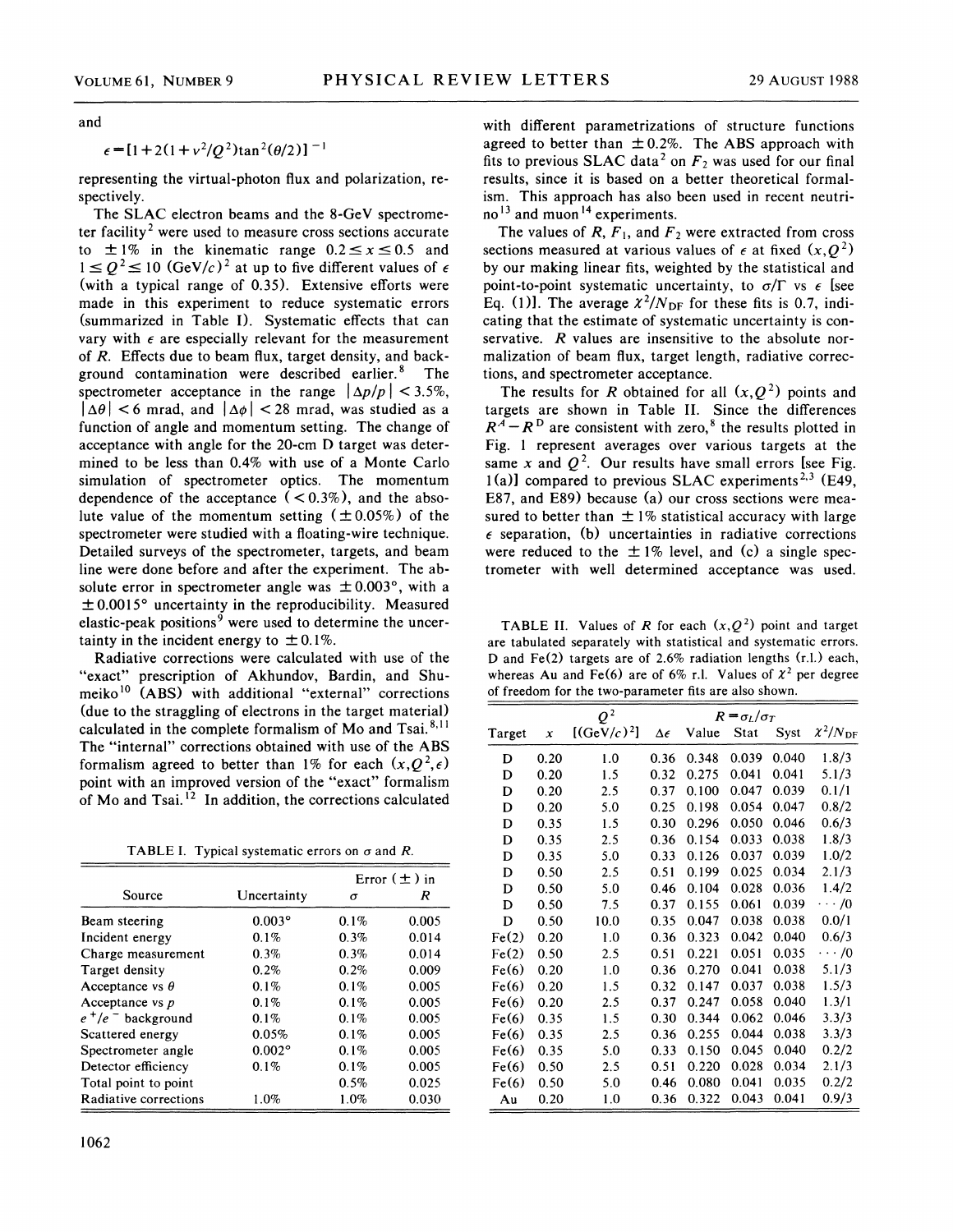and

$$\epsilon = [1 + 2(1 + \nu^2/Q^2)\tan^2(\theta/2)]^{-1}$$

representing the virtual-photon flux and polarization, respectively.

The SLAC electron beams and the 8-GeV spectrometer facility[2] were used to measure cross sections accurate to $\pm 1\%$ in the kinematic range $0.2 \leq x \leq 0.5$ and $1 \leq Q^2 \leq 10$ (GeV/$c$)$^2$ at up to five different values of $\epsilon$ (with a typical range of 0.35). Extensive efforts were made in this experiment to reduce systematic errors (summarized in Table I). Systematic effects that can vary with $\epsilon$ are especially relevant for the measurement of $R$. Effects due to beam flux, target density, and background contamination were described earlier.[8] The spectrometer acceptance in the range $|\Delta p/p| < 3.5\%$, $|\Delta\theta| < 6$ mrad, and $|\Delta\phi| < 28$ mrad, was studied as a function of angle and momentum setting. The change of acceptance with angle for the 20-cm D target was determined to be less than 0.4% with use of a Monte Carlo simulation of spectrometer optics. The momentum dependence of the acceptance ($< 0.3\%$), and the absolute value of the momentum setting ($\pm 0.05\%$) of the spectrometer were studied with a floating-wire technique. Detailed surveys of the spectrometer, targets, and beam line were done before and after the experiment. The absolute error in spectrometer angle was $\pm 0.003°$, with a $\pm 0.0015°$ uncertainty in the reproducibility. Measured elastic-peak positions[9] were used to determine the uncertainty in the incident energy to $\pm 0.1\%$.

Radiative corrections were calculated with use of the "exact" prescription of Akhundov, Bardin, and Shumeiko[10] (ABS) with additional "external" corrections (due to the straggling of electrons in the target material) calculated in the complete formalism of Mo and Tsai.[8,11] The "internal" corrections obtained with use of the ABS formalism agreed to better than 1% for each $(x, Q^2, \epsilon)$ point with an improved version of the "exact" formalism of Mo and Tsai.[12] In addition, the corrections calculated with different parametrizations of structure functions agreed to better than $\pm 0.2\%$. The ABS approach with fits to previous SLAC data[2] on $F_2$ was used for our final results, since it is based on a better theoretical formalism. This approach has also been used in recent neutrino[13] and muon[14] experiments.

The values of $R$, $F_1$, and $F_2$ were extracted from cross sections measured at various values of $\epsilon$ at fixed $(x, Q^2)$ by our making linear fits, weighted by the statistical and point-to-point systematic uncertainty, to $\sigma/\Gamma$ vs $\epsilon$ [see Eq. (1)]. The average $\chi^2/N_{\rm DF}$ for these fits is 0.7, indicating that the estimate of systematic uncertainty is conservative. $R$ values are insensitive to the absolute normalization of beam flux, target length, radiative corrections, and spectrometer acceptance.

The results for $R$ obtained for all $(x, Q^2)$ points and targets are shown in Table II. Since the differences $R^A - R^D$ are consistent with zero,[8] the results plotted in Fig. 1 represent averages over various targets at the same $x$ and $Q^2$. Our results have small errors [see Fig. 1(a)] compared to previous SLAC experiments[2,3] (E49, E87, and E89) because (a) our cross sections were measured to better than $\pm 1\%$ statistical accuracy with large $\epsilon$ separation, (b) uncertainties in radiative corrections were reduced to the $\pm 1\%$ level, and (c) a single spectrometer with well determined acceptance was used.

TABLE I. Typical systematic errors on $\sigma$ and $R$.

| Source | Uncertainty | Error ($\pm$) in $\sigma$ | Error ($\pm$) in $R$ |
|---|---|---|---|
| Beam steering | 0.003° | 0.1% | 0.005 |
| Incident energy | 0.1% | 0.3% | 0.014 |
| Charge measurement | 0.3% | 0.3% | 0.014 |
| Target density | 0.2% | 0.2% | 0.009 |
| Acceptance vs $\theta$ | 0.1% | 0.1% | 0.005 |
| Acceptance vs $p$ | 0.1% | 0.1% | 0.005 |
| $e^+/e^-$ background | 0.1% | 0.1% | 0.005 |
| Scattered energy | 0.05% | 0.1% | 0.005 |
| Spectrometer angle | 0.002° | 0.1% | 0.005 |
| Detector efficiency | 0.1% | 0.1% | 0.005 |
| Total point to point | | 0.5% | 0.025 |
| Radiative corrections | 1.0% | 1.0% | 0.030 |

TABLE II. Values of $R$ for each $(x, Q^2)$ point and target are tabulated separately with statistical and systematic errors. D and Fe(2) targets are of 2.6% radiation lengths (r.l.) each, whereas Au and Fe(6) are of 6% r.l. Values of $\chi^2$ per degree of freedom for the two-parameter fits are also shown.

| Target | $x$ | $Q^2$ [(GeV/$c$)$^2$] | $\Delta\epsilon$ | $R = \sigma_L/\sigma_T$ Value | Stat | Syst | $\chi^2/N_{\rm DF}$ |
|---|---|---|---|---|---|---|---|
| D | 0.20 | 1.0 | 0.36 | 0.348 | 0.039 | 0.040 | 1.8/3 |
| D | 0.20 | 1.5 | 0.32 | 0.275 | 0.041 | 0.041 | 5.1/3 |
| D | 0.20 | 2.5 | 0.37 | 0.100 | 0.047 | 0.039 | 0.1/1 |
| D | 0.20 | 5.0 | 0.25 | 0.198 | 0.054 | 0.047 | 0.8/2 |
| D | 0.35 | 1.5 | 0.30 | 0.296 | 0.050 | 0.046 | 0.6/3 |
| D | 0.35 | 2.5 | 0.36 | 0.154 | 0.033 | 0.038 | 1.8/3 |
| D | 0.35 | 5.0 | 0.33 | 0.126 | 0.037 | 0.039 | 1.0/2 |
| D | 0.50 | 2.5 | 0.51 | 0.199 | 0.025 | 0.034 | 2.1/3 |
| D | 0.50 | 5.0 | 0.46 | 0.104 | 0.028 | 0.036 | 1.4/2 |
| D | 0.50 | 7.5 | 0.37 | 0.155 | 0.061 | 0.039 | $\cdots$/0 |
| D | 0.50 | 10.0 | 0.35 | 0.047 | 0.038 | 0.038 | 0.0/1 |
| Fe(2) | 0.20 | 1.0 | 0.36 | 0.323 | 0.042 | 0.040 | 0.6/3 |
| Fe(2) | 0.50 | 2.5 | 0.51 | 0.221 | 0.051 | 0.035 | $\cdots$/0 |
| Fe(6) | 0.20 | 1.0 | 0.36 | 0.270 | 0.041 | 0.038 | 5.1/3 |
| Fe(6) | 0.20 | 1.5 | 0.32 | 0.147 | 0.037 | 0.038 | 1.5/3 |
| Fe(6) | 0.20 | 2.5 | 0.37 | 0.247 | 0.058 | 0.040 | 1.3/1 |
| Fe(6) | 0.35 | 1.5 | 0.30 | 0.344 | 0.062 | 0.046 | 3.3/3 |
| Fe(6) | 0.35 | 2.5 | 0.36 | 0.255 | 0.044 | 0.038 | 3.3/3 |
| Fe(6) | 0.35 | 5.0 | 0.33 | 0.150 | 0.045 | 0.040 | 0.2/2 |
| Fe(6) | 0.50 | 2.5 | 0.51 | 0.220 | 0.028 | 0.034 | 2.1/3 |
| Fe(6) | 0.50 | 5.0 | 0.46 | 0.080 | 0.041 | 0.035 | 0.2/2 |
| Au | 0.20 | 1.0 | 0.36 | 0.322 | 0.043 | 0.041 | 0.9/3 |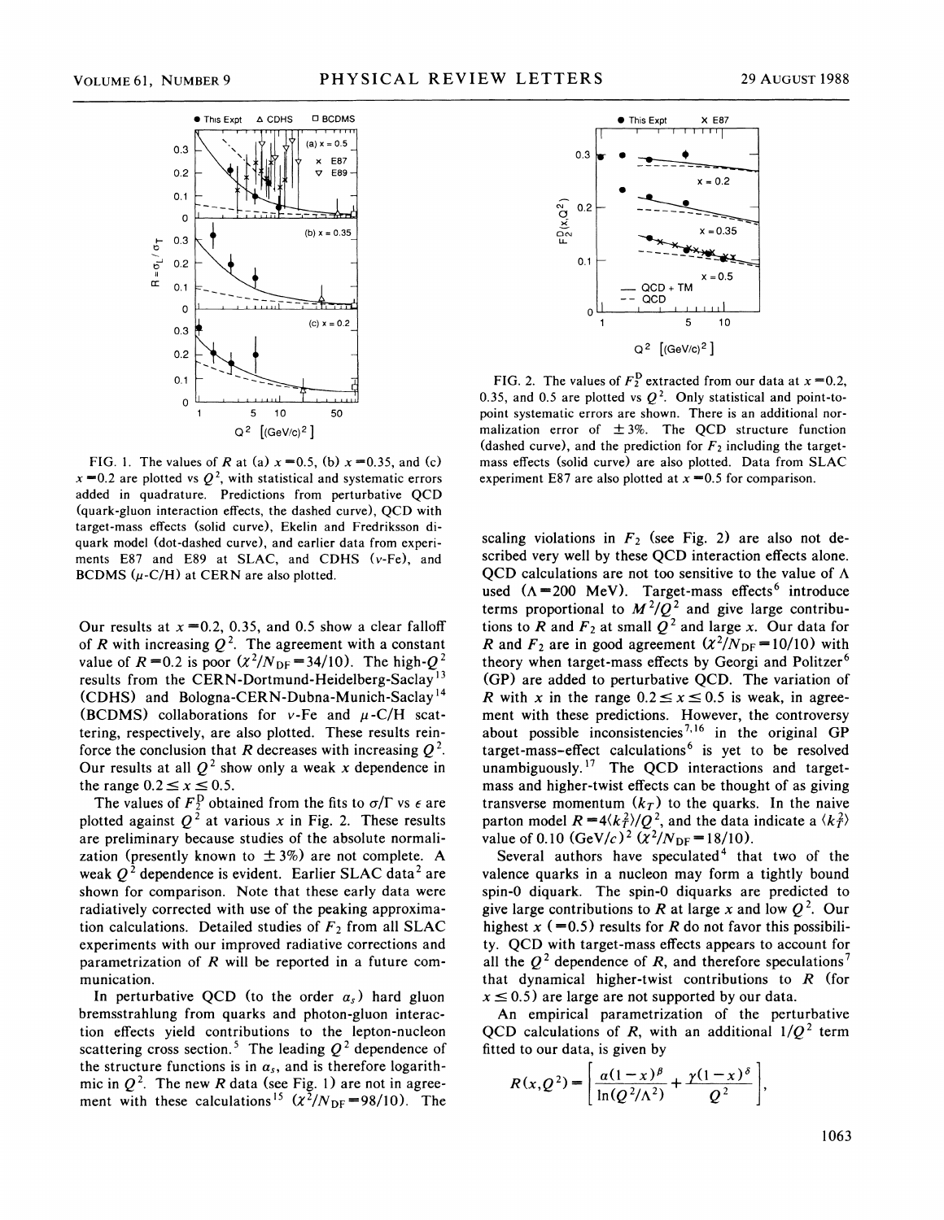FIG. 1. The values of $R$ at (a) $x = 0.5$, (b) $x = 0.35$, and (c) $x = 0.2$ are plotted vs $Q^2$, with statistical and systematic errors added in quadrature. Predictions from perturbative QCD (quark-gluon interaction effects, the dashed curve), QCD with target-mass effects (solid curve), Ekelin and Fredriksson diquark model (dot-dashed curve), and earlier data from experiments E87 and E89 at SLAC, and CDHS ($\nu$-Fe), and BCDMS ($\mu$-C/H) at CERN are also plotted.

FIG. 2. The values of $F_2^{\mathrm{D}}$ extracted from our data at $x = 0.2$, 0.35, and 0.5 are plotted vs $Q^2$. Only statistical and point-to-point systematic errors are shown. There is an additional normalization error of $\pm 3\%$. The QCD structure function (dashed curve), and the prediction for $F_2$ including the target-mass effects (solid curve) are also plotted. Data from SLAC experiment E87 are also plotted at $x = 0.5$ for comparison.

Our results at $x = 0.2$, 0.35, and 0.5 show a clear falloff of $R$ with increasing $Q^2$. The agreement with a constant value of $R = 0.2$ is poor ($\chi^2/N_{\mathrm{DF}} = 34/10$). The high-$Q^2$ results from the CERN-Dortmund-Heidelberg-Saclay[13] (CDHS) and Bologna-CERN-Dubna-Munich-Saclay[14] (BCDMS) collaborations for $\nu$-Fe and $\mu$-C/H scattering, respectively, are also plotted. These results reinforce the conclusion that $R$ decreases with increasing $Q^2$. Our results at all $Q^2$ show only a weak $x$ dependence in the range $0.2 \leq x \leq 0.5$.

The values of $F_2^{\mathrm{D}}$ obtained from the fits to $\sigma/\Gamma$ vs $\epsilon$ are plotted against $Q^2$ at various $x$ in Fig. 2. These results are preliminary because studies of the absolute normalization (presently known to $\pm 3\%$) are not complete. A weak $Q^2$ dependence is evident. Earlier SLAC data[2] are shown for comparison. Note that these early data were radiatively corrected with use of the peaking approximation calculations. Detailed studies of $F_2$ from all SLAC experiments with our improved radiative corrections and parametrization of $R$ will be reported in a future communication.

In perturbative QCD (to the order $\alpha_s$) hard gluon bremsstrahlung from quarks and photon-gluon interaction effects yield contributions to the lepton-nucleon scattering cross section.[5] The leading $Q^2$ dependence of the structure functions is in $\alpha_s$, and is therefore logarithmic in $Q^2$. The new $R$ data (see Fig. 1) are not in agreement with these calculations[15] ($\chi^2/N_{\mathrm{DF}} = 98/10$). The scaling violations in $F_2$ (see Fig. 2) are also not described very well by these QCD interaction effects alone. QCD calculations are not too sensitive to the value of $\Lambda$ used ($\Lambda = 200$ MeV). Target-mass effects[6] introduce terms proportional to $M^2/Q^2$ and give large contributions to $R$ and $F_2$ at small $Q^2$ and large $x$. Our data for $R$ and $F_2$ are in good agreement ($\chi^2/N_{\mathrm{DF}} = 10/10$) with theory when target-mass effects by Georgi and Politzer[6] (GP) are added to perturbative QCD. The variation of $R$ with $x$ in the range $0.2 \leq x \leq 0.5$ is weak, in agreement with these predictions. However, the controversy about possible inconsistencies[7,16] in the original GP target-mass-effect calculations[6] is yet to be resolved unambiguously.[17] The QCD interactions and target-mass and higher-twist effects can be thought of as giving transverse momentum ($k_T$) to the quarks. In the naive parton model $R = 4\langle k_T^2 \rangle / Q^2$, and the data indicate a $\langle k_T^2 \rangle$ value of 0.10 $(\mathrm{GeV}/c)^2$ ($\chi^2/N_{\mathrm{DF}} = 18/10$).

Several authors have speculated[4] that two of the valence quarks in a nucleon may form a tightly bound spin-0 diquark. The spin-0 diquarks are predicted to give large contributions to $R$ at large $x$ and low $Q^2$. Our highest $x$ ($= 0.5$) results for $R$ do not favor this possibility. QCD with target-mass effects appears to account for all the $Q^2$ dependence of $R$, and therefore speculations[7] that dynamical higher-twist contributions to $R$ (for $x \leq 0.5$) are large are not supported by our data.

An empirical parametrization of the perturbative QCD calculations of $R$, with an additional $1/Q^2$ term fitted to our data, is given by

$$R(x, Q^2) = \left[ \frac{a(1-x)^{\beta}}{\ln(Q^2/\Lambda^2)} + \frac{\gamma(1-x)^{\delta}}{Q^2} \right],$$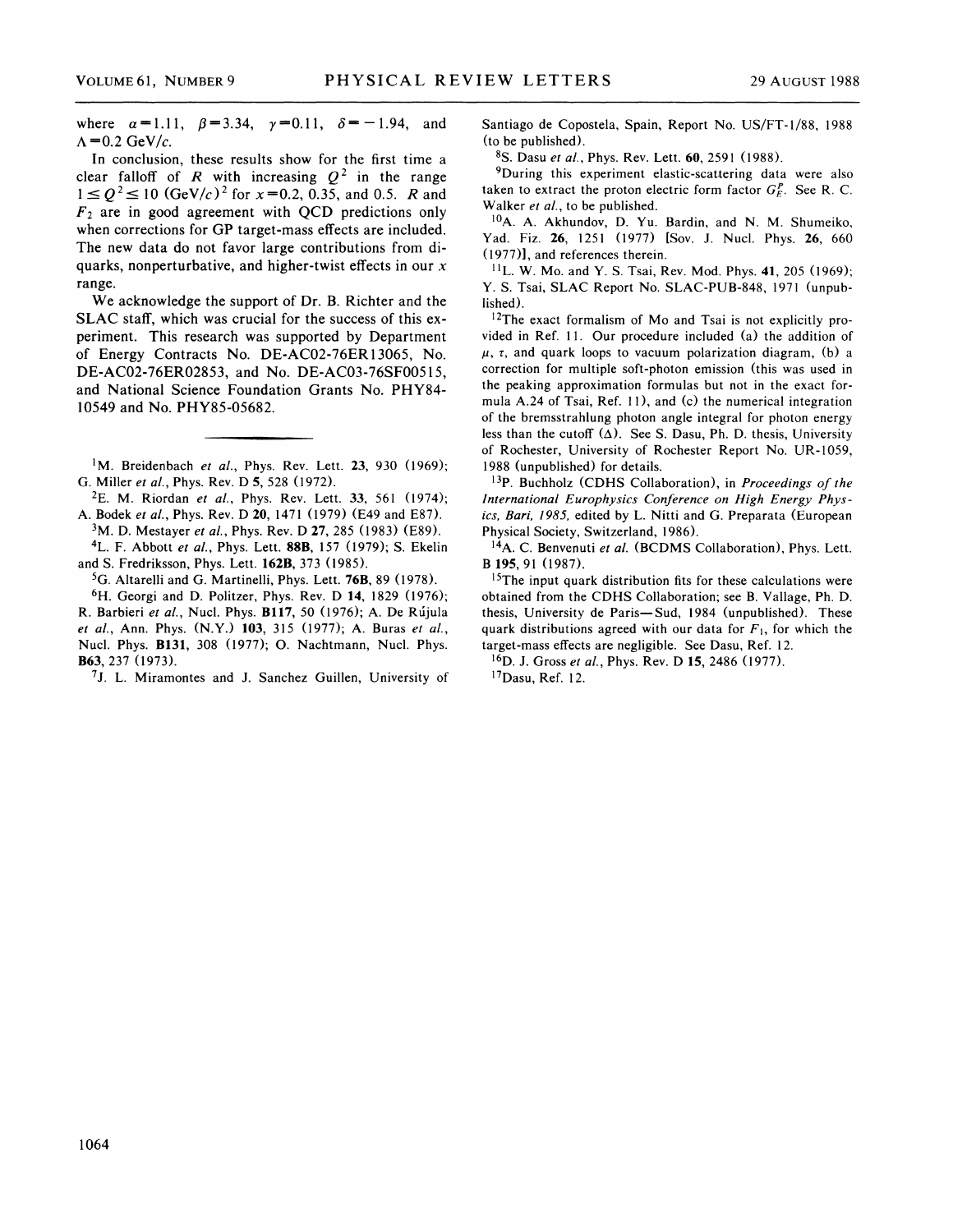where $\alpha = 1.11$, $\beta = 3.34$, $\gamma = 0.11$, $\delta = -1.94$, and $\Lambda = 0.2$ GeV/$c$.

In conclusion, these results show for the first time a clear falloff of $R$ with increasing $Q^2$ in the range $1 \leq Q^2 \leq 10$ (GeV/$c$)$^2$ for $x = 0.2$, 0.35, and 0.5. $R$ and $F_2$ are in good agreement with QCD predictions only when corrections for GP target-mass effects are included. The new data do not favor large contributions from diquarks, nonperturbative, and higher-twist effects in our $x$ range.

We acknowledge the support of Dr. B. Richter and the SLAC staff, which was crucial for the success of this experiment. This research was supported by Department of Energy Contracts No. DE-AC02-76ER13065, No. DE-AC02-76ER02853, and No. DE-AC03-76SF00515, and National Science Foundation Grants No. PHY84-10549 and No. PHY85-05682.

---

[1] M. Breidenbach *et al.*, Phys. Rev. Lett. **23**, 930 (1969); G. Miller *et al.*, Phys. Rev. D **5**, 528 (1972).

[2] E. M. Riordan *et al.*, Phys. Rev. Lett. **33**, 561 (1974); A. Bodek *et al.*, Phys. Rev. D **20**, 1471 (1979) (E49 and E87).

[3] M. D. Mestayer *et al.*, Phys. Rev. D **27**, 285 (1983) (E89).

[4] L. F. Abbott *et al.*, Phys. Lett. **88B**, 157 (1979); S. Ekelin and S. Fredriksson, Phys. Lett. **162B**, 373 (1985).

[5] G. Altarelli and G. Martinelli, Phys. Lett. **76B**, 89 (1978).

[6] H. Georgi and D. Politzer, Phys. Rev. D **14**, 1829 (1976); R. Barbieri *et al.*, Nucl. Phys. **B117**, 50 (1976); A. De Rújula *et al.*, Ann. Phys. (N.Y.) **103**, 315 (1977); A. Buras *et al.*, Nucl. Phys. **B131**, 308 (1977); O. Nachtmann, Nucl. Phys. **B63**, 237 (1973).

[7] J. L. Miramontes and J. Sanchez Guillen, University of Santiago de Copostela, Spain, Report No. US/FT-1/88, 1988 (to be published).

[8] S. Dasu *et al.*, Phys. Rev. Lett. **60**, 2591 (1988).

[9] During this experiment elastic-scattering data were also taken to extract the proton electric form factor $G_E^p$. See R. C. Walker *et al.*, to be published.

[10] A. A. Akhundov, D. Yu. Bardin, and N. M. Shumeiko, Yad. Fiz. **26**, 1251 (1977) [Sov. J. Nucl. Phys. **26**, 660 (1977)], and references therein.

[11] L. W. Mo. and Y. S. Tsai, Rev. Mod. Phys. **41**, 205 (1969); Y. S. Tsai, SLAC Report No. SLAC-PUB-848, 1971 (unpublished).

[12] The exact formalism of Mo and Tsai is not explicitly provided in Ref. 11. Our procedure included (a) the addition of $\mu$, $\tau$, and quark loops to vacuum polarization diagram, (b) a correction for multiple soft-photon emission (this was used in the peaking approximation formulas but not in the exact formula A.24 of Tsai, Ref. 11), and (c) the numerical integration of the bremsstrahlung photon angle integral for photon energy less than the cutoff ($\Delta$). See S. Dasu, Ph. D. thesis, University of Rochester, University of Rochester Report No. UR-1059, 1988 (unpublished) for details.

[13] P. Buchholz (CDHS Collaboration), in *Proceedings of the International Europhysics Conference on High Energy Physics, Bari, 1985*, edited by L. Nitti and G. Preparata (European Physical Society, Switzerland, 1986).

[14] A. C. Benvenuti *et al.* (BCDMS Collaboration), Phys. Lett. B **195**, 91 (1987).

[15] The input quark distribution fits for these calculations were obtained from the CDHS Collaboration; see B. Vallage, Ph. D. thesis, University de Paris—Sud, 1984 (unpublished). These quark distributions agreed with our data for $F_1$, for which the target-mass effects are negligible. See Dasu, Ref. 12.

[16] D. J. Gross *et al.*, Phys. Rev. D **15**, 2486 (1977).

[17] Dasu, Ref. 12.